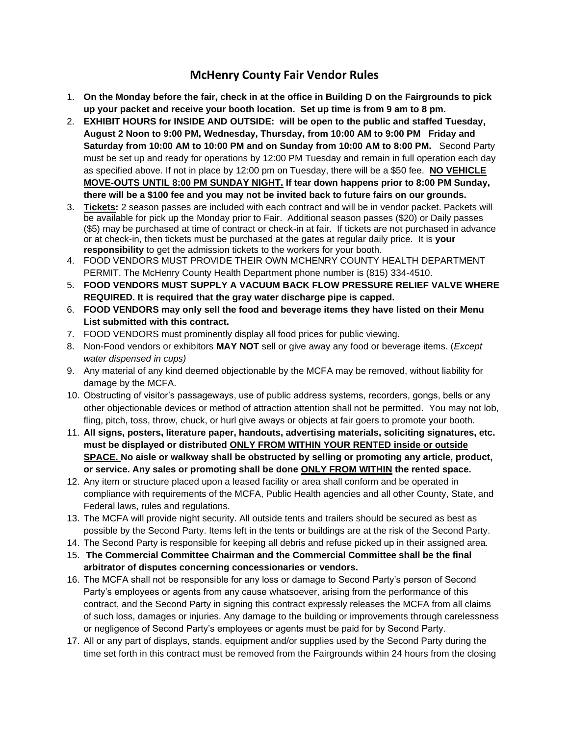# McHenry County Fair Vendor Rules

1. **On the Monday before the fair, check in at the office in Building D on the Fairgrounds to pick up your packet and receive your booth location. Set up time is from 9 am to 8 pm.**
2. **EXHIBIT HOURS for INSIDE AND OUTSIDE: will be open to the public and staffed Tuesday, August 2 Noon to 9:00 PM, Wednesday, Thursday, from 10:00 AM to 9:00 PM Friday and Saturday from 10:00 AM to 10:00 PM and on Sunday from 10:00 AM to 8:00 PM.** Second Party must be set up and ready for operations by 12:00 PM Tuesday and remain in full operation each day as specified above. If not in place by 12:00 pm on Tuesday, there will be a $50 fee. **<u>NO VEHICLE MOVE-OUTS UNTIL 8:00 PM SUNDAY NIGHT.</u> If tear down happens prior to 8:00 PM Sunday, there will be a $100 fee and you may not be invited back to future fairs on our grounds.**
3. **<u>Tickets</u>:** 2 season passes are included with each contract and will be in vendor packet. Packets will be available for pick up the Monday prior to Fair. Additional season passes ($20) or Daily passes ($5) may be purchased at time of contract or check-in at fair. If tickets are not purchased in advance or at check-in, then tickets must be purchased at the gates at regular daily price. It is **your responsibility** to get the admission tickets to the workers for your booth.
4. FOOD VENDORS MUST PROVIDE THEIR OWN MCHENRY COUNTY HEALTH DEPARTMENT PERMIT. The McHenry County Health Department phone number is (815) 334-4510.
5. **FOOD VENDORS MUST SUPPLY A VACUUM BACK FLOW PRESSURE RELIEF VALVE WHERE REQUIRED. It is required that the gray water discharge pipe is capped.**
6. **FOOD VENDORS may only sell the food and beverage items they have listed on their Menu List submitted with this contract.**
7. FOOD VENDORS must prominently display all food prices for public viewing.
8. Non-Food vendors or exhibitors **MAY NOT** sell or give away any food or beverage items. (*Except water dispensed in cups)*
9. Any material of any kind deemed objectionable by the MCFA may be removed, without liability for damage by the MCFA.
10. Obstructing of visitor's passageways, use of public address systems, recorders, gongs, bells or any other objectionable devices or method of attraction attention shall not be permitted. You may not lob, fling, pitch, toss, throw, chuck, or hurl give aways or objects at fair goers to promote your booth.
11. **All signs, posters, literature paper, handouts, advertising materials, soliciting signatures, etc. must be displayed or distributed <u>ONLY FROM WITHIN YOUR RENTED inside or outside SPACE.</u> No aisle or walkway shall be obstructed by selling or promoting any article, product, or service. Any sales or promoting shall be done <u>ONLY FROM WITHIN</u> the rented space.**
12. Any item or structure placed upon a leased facility or area shall conform and be operated in compliance with requirements of the MCFA, Public Health agencies and all other County, State, and Federal laws, rules and regulations.
13. The MCFA will provide night security. All outside tents and trailers should be secured as best as possible by the Second Party. Items left in the tents or buildings are at the risk of the Second Party.
14. The Second Party is responsible for keeping all debris and refuse picked up in their assigned area.
15. **The Commercial Committee Chairman and the Commercial Committee shall be the final arbitrator of disputes concerning concessionaries or vendors.**
16. The MCFA shall not be responsible for any loss or damage to Second Party's person of Second Party's employees or agents from any cause whatsoever, arising from the performance of this contract, and the Second Party in signing this contract expressly releases the MCFA from all claims of such loss, damages or injuries. Any damage to the building or improvements through carelessness or negligence of Second Party's employees or agents must be paid for by Second Party.
17. All or any part of displays, stands, equipment and/or supplies used by the Second Party during the time set forth in this contract must be removed from the Fairgrounds within 24 hours from the closing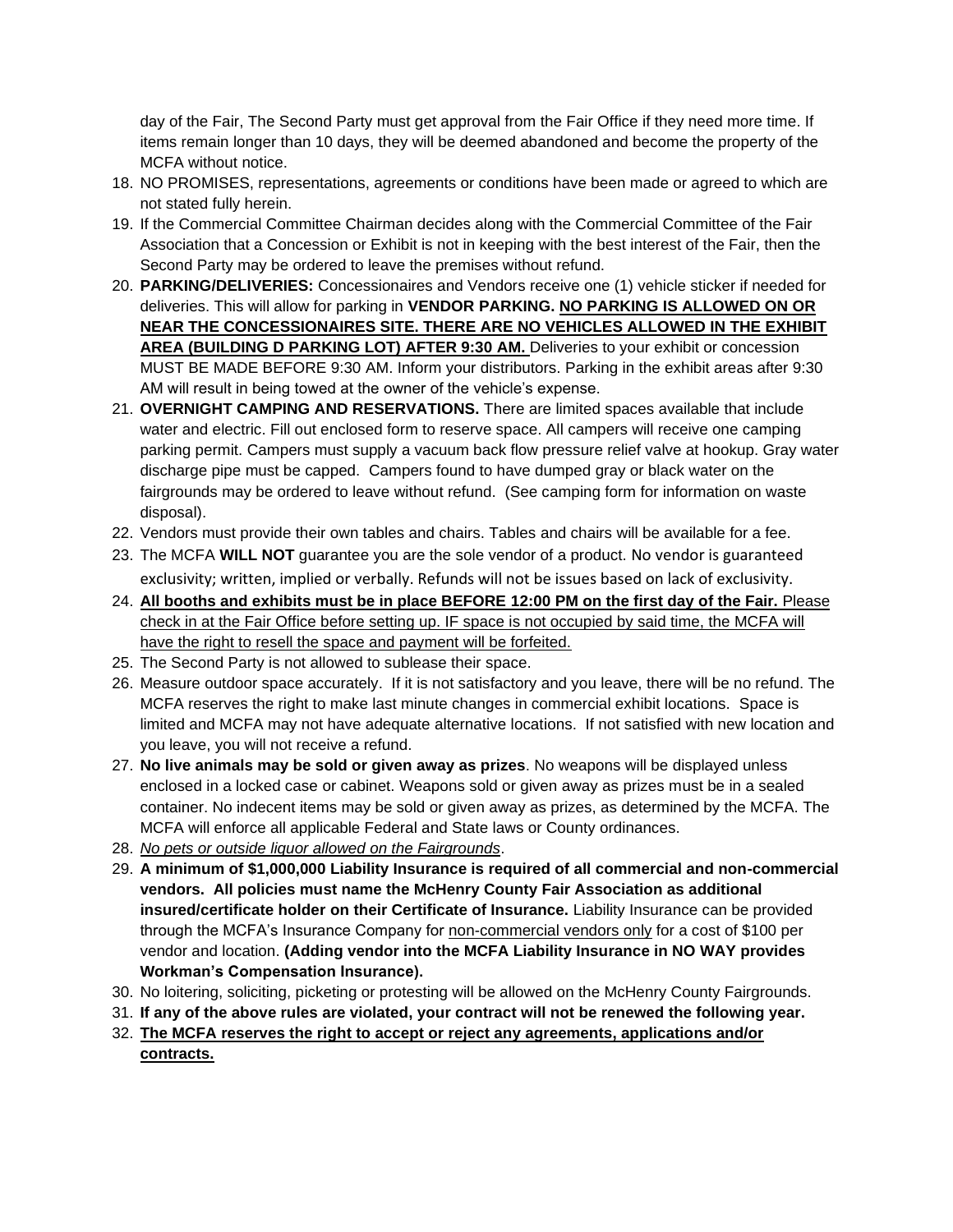day of the Fair, The Second Party must get approval from the Fair Office if they need more time. If items remain longer than 10 days, they will be deemed abandoned and become the property of the MCFA without notice.

18. NO PROMISES, representations, agreements or conditions have been made or agreed to which are not stated fully herein.
19. If the Commercial Committee Chairman decides along with the Commercial Committee of the Fair Association that a Concession or Exhibit is not in keeping with the best interest of the Fair, then the Second Party may be ordered to leave the premises without refund.
20. **PARKING/DELIVERIES:** Concessionaires and Vendors receive one (1) vehicle sticker if needed for deliveries. This will allow for parking in **VENDOR PARKING.** <u>**NO PARKING IS ALLOWED ON OR NEAR THE CONCESSIONAIRES SITE. THERE ARE NO VEHICLES ALLOWED IN THE EXHIBIT AREA (BUILDING D PARKING LOT) AFTER 9:30 AM.**</u> Deliveries to your exhibit or concession MUST BE MADE BEFORE 9:30 AM. Inform your distributors. Parking in the exhibit areas after 9:30 AM will result in being towed at the owner of the vehicle's expense.
21. **OVERNIGHT CAMPING AND RESERVATIONS.** There are limited spaces available that include water and electric. Fill out enclosed form to reserve space. All campers will receive one camping parking permit. Campers must supply a vacuum back flow pressure relief valve at hookup. Gray water discharge pipe must be capped. Campers found to have dumped gray or black water on the fairgrounds may be ordered to leave without refund. (See camping form for information on waste disposal).
22. Vendors must provide their own tables and chairs. Tables and chairs will be available for a fee.
23. The MCFA **WILL NOT** guarantee you are the sole vendor of a product. No vendor is guaranteed exclusivity; written, implied or verbally. Refunds will not be issues based on lack of exclusivity.
24. <u>**All booths and exhibits must be in place BEFORE 12:00 PM on the first day of the Fair.** Please check in at the Fair Office before setting up. IF space is not occupied by said time, the MCFA will have the right to resell the space and payment will be forfeited.</u>
25. The Second Party is not allowed to sublease their space.
26. Measure outdoor space accurately. If it is not satisfactory and you leave, there will be no refund. The MCFA reserves the right to make last minute changes in commercial exhibit locations. Space is limited and MCFA may not have adequate alternative locations. If not satisfied with new location and you leave, you will not receive a refund.
27. **No live animals may be sold or given away as prizes**. No weapons will be displayed unless enclosed in a locked case or cabinet. Weapons sold or given away as prizes must be in a sealed container. No indecent items may be sold or given away as prizes, as determined by the MCFA. The MCFA will enforce all applicable Federal and State laws or County ordinances.
28. <u>*No pets or outside liquor allowed on the Fairgrounds*</u>.
29. **A minimum of $1,000,000 Liability Insurance is required of all commercial and non-commercial vendors. All policies must name the McHenry County Fair Association as additional insured/certificate holder on their Certificate of Insurance.** Liability Insurance can be provided through the MCFA's Insurance Company for <u>non-commercial vendors only</u> for a cost of $100 per vendor and location. **(Adding vendor into the MCFA Liability Insurance in NO WAY provides Workman's Compensation Insurance).**
30. No loitering, soliciting, picketing or protesting will be allowed on the McHenry County Fairgrounds.
31. **If any of the above rules are violated, your contract will not be renewed the following year.**
32. <u>**The MCFA reserves the right to accept or reject any agreements, applications and/or contracts.**</u>